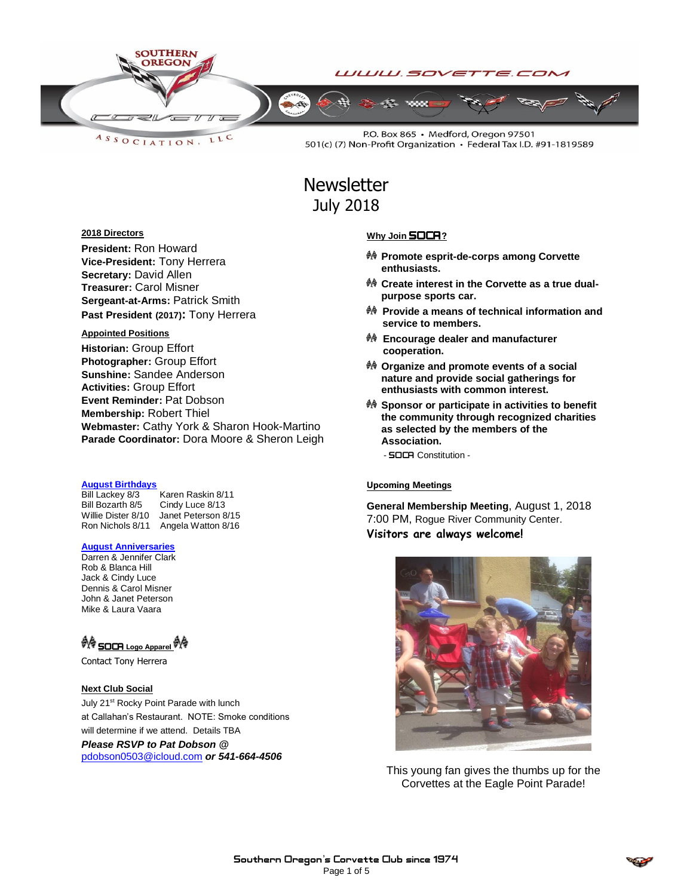WWW.SOVETTE.COM

P.O. Box 865 • Medford, Oregon 97501
501(c) (7) Non-Profit Organization • Federal Tax I.D. #91-1819589

# Newsletter
## July 2018

### 2018 Directors

**President:** Ron Howard
**Vice-President:** Tony Herrera
**Secretary:** David Allen
**Treasurer:** Carol Misner
**Sergeant-at-Arms:** Patrick Smith
**Past President (2017):** Tony Herrera

### Appointed Positions

**Historian:** Group Effort
**Photographer:** Group Effort
**Sunshine:** Sandee Anderson
**Activities:** Group Effort
**Event Reminder:** Pat Dobson
**Membership:** Robert Thiel
**Webmaster:** Cathy York & Sharon Hook-Martino
**Parade Coordinator:** Dora Moore & Sheron Leigh

### August Birthdays

| | |
|---|---|
| Bill Lackey 8/3 | Karen Raskin 8/11 |
| Bill Bozarth 8/5 | Cindy Luce 8/13 |
| Willie Dister 8/10 | Janet Peterson 8/15 |
| Ron Nichols 8/11 | Angela Watton 8/16 |

### August Anniversaries

Darren & Jennifer Clark
Rob & Blanca Hill
Jack & Cindy Luce
Dennis & Carol Misner
John & Janet Peterson
Mike & Laura Vaara

### SOCA Logo Apparel

Contact Tony Herrera

### Next Club Social

July 21st Rocky Point Parade with lunch at Callahan's Restaurant. NOTE: Smoke conditions will determine if we attend. Details TBA

***Please RSVP to Pat Dobson @*** pdobson0503@icloud.com ***or 541-664-4506***

### Why Join SOCA?

- **Promote esprit-de-corps among Corvette enthusiasts.**
- **Create interest in the Corvette as a true dual-purpose sports car.**
- **Provide a means of technical information and service to members.**
- **Encourage dealer and manufacturer cooperation.**
- **Organize and promote events of a social nature and provide social gatherings for enthusiasts with common interest.**
- **Sponsor or participate in activities to benefit the community through recognized charities as selected by the members of the Association.**

- SOCA Constitution -

### Upcoming Meetings

**General Membership Meeting**, August 1, 2018
7:00 PM, Rogue River Community Center.
**Visitors are always welcome!**

This young fan gives the thumbs up for the Corvettes at the Eagle Point Parade!

Southern Oregon's Corvette Club since 1974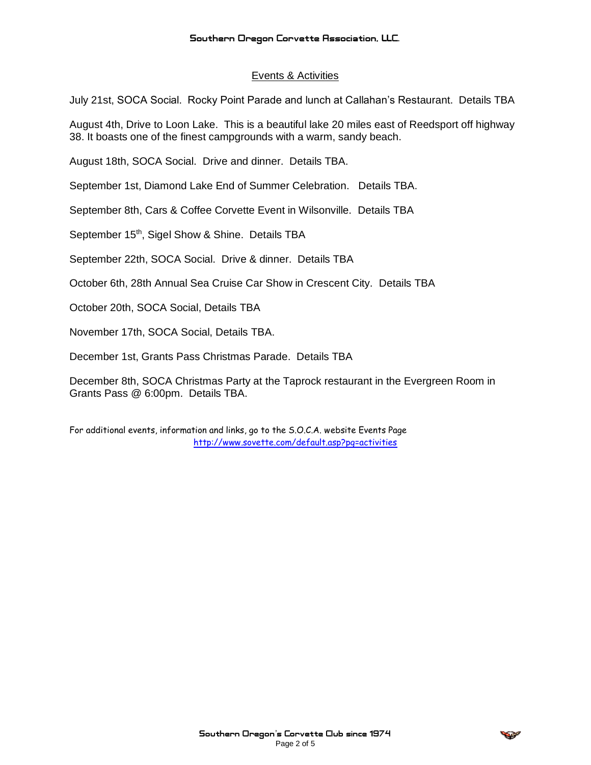## Events & Activities

July 21st, SOCA Social. Rocky Point Parade and lunch at Callahan's Restaurant. Details TBA

August 4th, Drive to Loon Lake. This is a beautiful lake 20 miles east of Reedsport off highway 38. It boasts one of the finest campgrounds with a warm, sandy beach.

August 18th, SOCA Social. Drive and dinner. Details TBA.

September 1st, Diamond Lake End of Summer Celebration. Details TBA.

September 8th, Cars & Coffee Corvette Event in Wilsonville. Details TBA

September 15th, Sigel Show & Shine. Details TBA

September 22th, SOCA Social. Drive & dinner. Details TBA

October 6th, 28th Annual Sea Cruise Car Show in Crescent City. Details TBA

October 20th, SOCA Social, Details TBA

November 17th, SOCA Social, Details TBA.

December 1st, Grants Pass Christmas Parade. Details TBA

December 8th, SOCA Christmas Party at the Taprock restaurant in the Evergreen Room in Grants Pass @ 6:00pm. Details TBA.

For additional events, information and links, go to the S.O.C.A. website Events Page
http://www.sovette.com/default.asp?pg=activities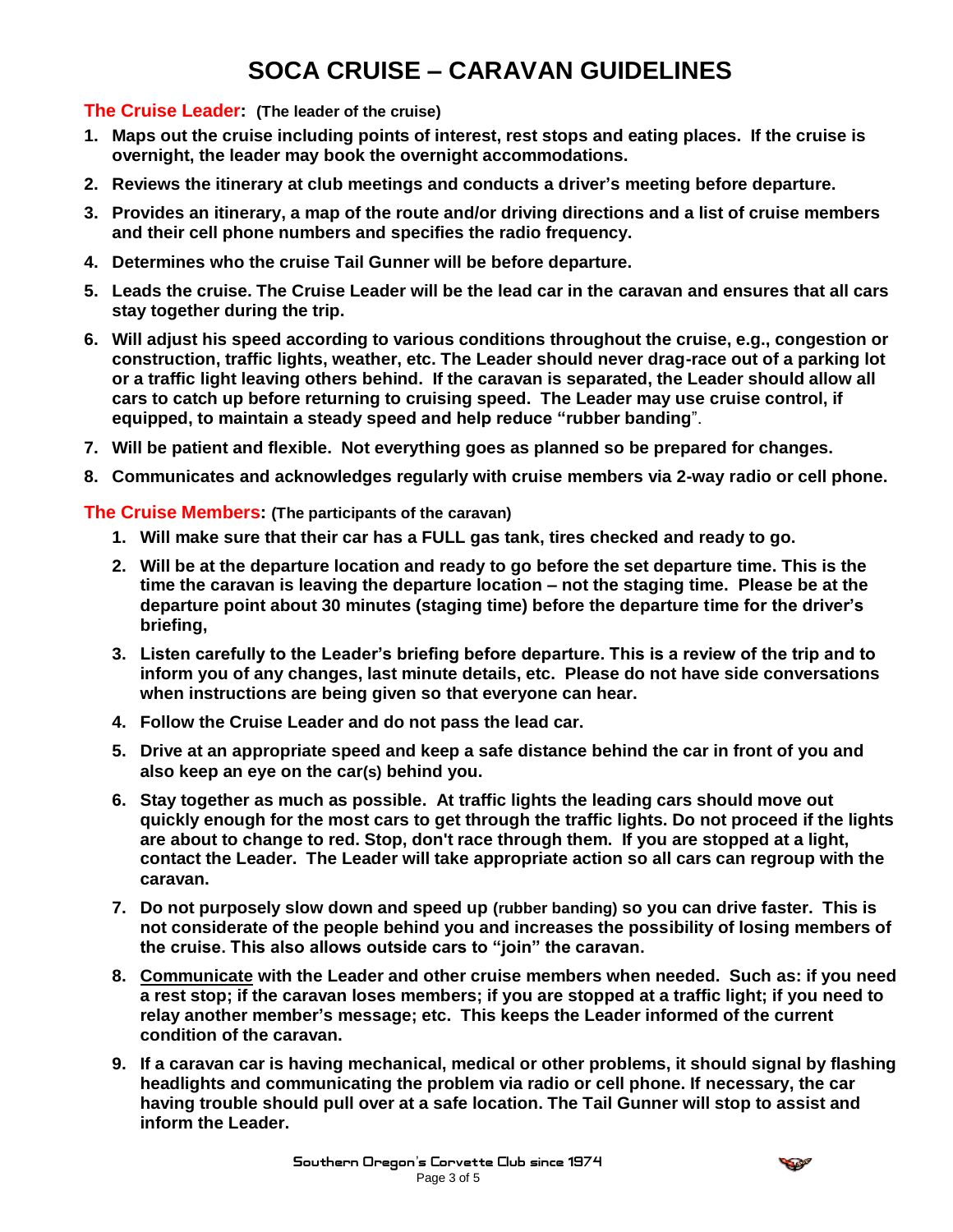# SOCA CRUISE – CARAVAN GUIDELINES

**The Cruise Leader: (The leader of the cruise)**

1. **Maps out the cruise including points of interest, rest stops and eating places. If the cruise is overnight, the leader may book the overnight accommodations.**
2. **Reviews the itinerary at club meetings and conducts a driver's meeting before departure.**
3. **Provides an itinerary, a map of the route and/or driving directions and a list of cruise members and their cell phone numbers and specifies the radio frequency.**
4. **Determines who the cruise Tail Gunner will be before departure.**
5. **Leads the cruise. The Cruise Leader will be the lead car in the caravan and ensures that all cars stay together during the trip.**
6. **Will adjust his speed according to various conditions throughout the cruise, e.g., congestion or construction, traffic lights, weather, etc. The Leader should never drag-race out of a parking lot or a traffic light leaving others behind. If the caravan is separated, the Leader should allow all cars to catch up before returning to cruising speed. The Leader may use cruise control, if equipped, to maintain a steady speed and help reduce "rubber banding"**.
7. **Will be patient and flexible. Not everything goes as planned so be prepared for changes.**
8. **Communicates and acknowledges regularly with cruise members via 2-way radio or cell phone.**

**The Cruise Members: (The participants of the caravan)**

1. **Will make sure that their car has a FULL gas tank, tires checked and ready to go.**
2. **Will be at the departure location and ready to go before the set departure time. This is the time the caravan is leaving the departure location – not the staging time. Please be at the departure point about 30 minutes (staging time) before the departure time for the driver's briefing,**
3. **Listen carefully to the Leader's briefing before departure. This is a review of the trip and to inform you of any changes, last minute details, etc. Please do not have side conversations when instructions are being given so that everyone can hear.**
4. **Follow the Cruise Leader and do not pass the lead car.**
5. **Drive at an appropriate speed and keep a safe distance behind the car in front of you and also keep an eye on the car(s) behind you.**
6. **Stay together as much as possible. At traffic lights the leading cars should move out quickly enough for the most cars to get through the traffic lights. Do not proceed if the lights are about to change to red. Stop, don't race through them. If you are stopped at a light, contact the Leader. The Leader will take appropriate action so all cars can regroup with the caravan.**
7. **Do not purposely slow down and speed up (rubber banding) so you can drive faster. This is not considerate of the people behind you and increases the possibility of losing members of the cruise. This also allows outside cars to "join" the caravan.**
8. **<u>Communicate</u> with the Leader and other cruise members when needed. Such as: if you need a rest stop; if the caravan loses members; if you are stopped at a traffic light; if you need to relay another member's message; etc. This keeps the Leader informed of the current condition of the caravan.**
9. **If a caravan car is having mechanical, medical or other problems, it should signal by flashing headlights and communicating the problem via radio or cell phone. If necessary, the car having trouble should pull over at a safe location. The Tail Gunner will stop to assist and inform the Leader.**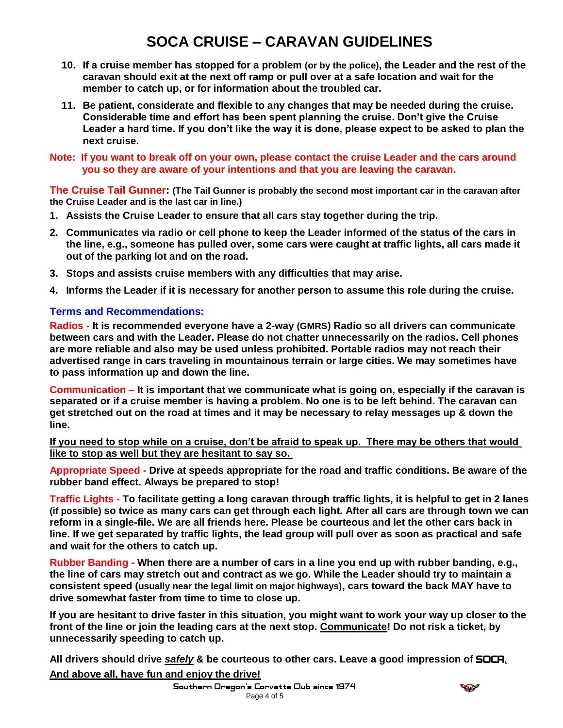# SOCA CRUISE – CARAVAN GUIDELINES

10. **If a cruise member has stopped for a problem (or by the police), the Leader and the rest of the caravan should exit at the next off ramp or pull over at a safe location and wait for the member to catch up, or for information about the troubled car.**

11. **Be patient, considerate and flexible to any changes that may be needed during the cruise. Considerable time and effort has been spent planning the cruise. Don't give the Cruise Leader a hard time. If you don't like the way it is done, please expect to be asked to plan the next cruise.**

**Note: If you want to break off on your own, please contact the cruise Leader and the cars around you so they are aware of your intentions and that you are leaving the caravan.**

**The Cruise Tail Gunner: (The Tail Gunner is probably the second most important car in the caravan after the Cruise Leader and is the last car in line.)**

1. **Assists the Cruise Leader to ensure that all cars stay together during the trip.**
2. **Communicates via radio or cell phone to keep the Leader informed of the status of the cars in the line, e.g., someone has pulled over, some cars were caught at traffic lights, all cars made it out of the parking lot and on the road.**
3. **Stops and assists cruise members with any difficulties that may arise.**
4. **Informs the Leader if it is necessary for another person to assume this role during the cruise.**

## Terms and Recommendations:

**Radios - It is recommended everyone have a 2-way (GMRS) Radio so all drivers can communicate between cars and with the Leader. Please do not chatter unnecessarily on the radios. Cell phones are more reliable and also may be used unless prohibited. Portable radios may not reach their advertised range in cars traveling in mountainous terrain or large cities. We may sometimes have to pass information up and down the line.**

**Communication – It is important that we communicate what is going on, especially if the caravan is separated or if a cruise member is having a problem. No one is to be left behind. The caravan can get stretched out on the road at times and it may be necessary to relay messages up & down the line.**

**<u>If you need to stop while on a cruise, don't be afraid to speak up. There may be others that would like to stop as well but they are hesitant to say so.</u>**

**Appropriate Speed - Drive at speeds appropriate for the road and traffic conditions. Be aware of the rubber band effect. Always be prepared to stop!**

**Traffic Lights - To facilitate getting a long caravan through traffic lights, it is helpful to get in 2 lanes (if possible) so twice as many cars can get through each light. After all cars are through town we can reform in a single-file. We are all friends here. Please be courteous and let the other cars back in line. If we get separated by traffic lights, the lead group will pull over as soon as practical and safe and wait for the others to catch up.**

**Rubber Banding - When there are a number of cars in a line you end up with rubber banding, e.g., the line of cars may stretch out and contract as we go. While the Leader should try to maintain a consistent speed (usually near the legal limit on major highways), cars toward the back MAY have to drive somewhat faster from time to time to close up.**

**If you are hesitant to drive faster in this situation, you might want to work your way up closer to the front of the line or join the leading cars at the next stop. <u>Communicate</u>! Do not risk a ticket, by unnecessarily speeding to catch up.**

**All drivers should drive <u>*safely*</u> & be courteous to other cars. Leave a good impression of SOCA.**

**<u>And above all, have fun and enjoy the drive!</u>**

Southern Oregon's Corvette Club since 1974